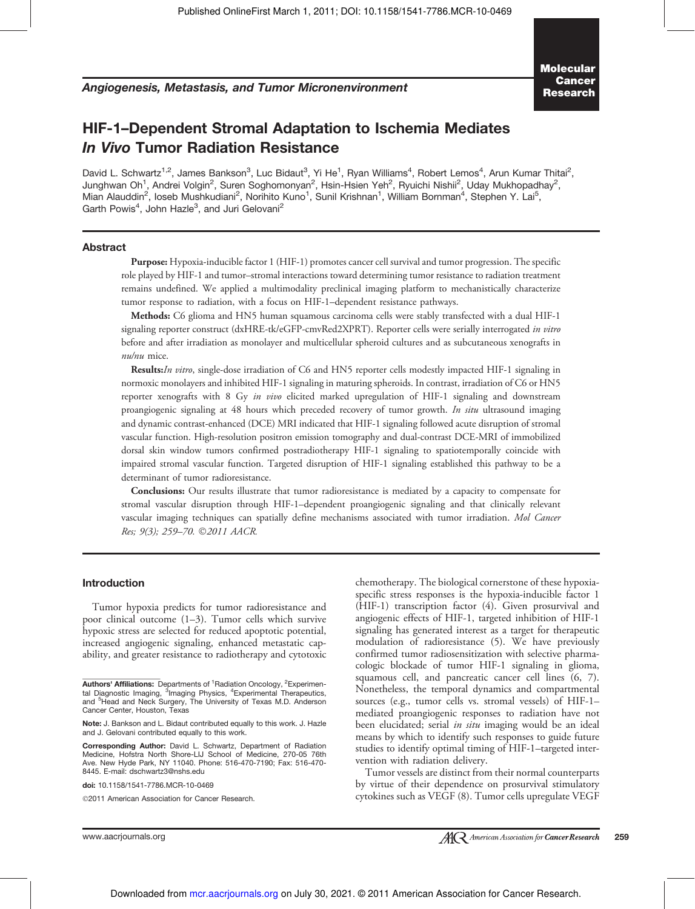Angiogenesis, Metastasis, and Tumor Micronenvironment

# HIF-1–Dependent Stromal Adaptation to Ischemia Mediates *In Vivo* Tumor Radiation Resistance

David L. Schwartz[1,2], James Bankson[3], Luc Bidaut[3], Yi He[1], Ryan Williams[4], Robert Lemos[4], Arun Kumar Thitai[2], Junghwan Oh[1], Andrei Volgin[2], Suren Soghomonyan[2], Hsin-Hsien Yeh[2], Ryuichi Nishii[2], Uday Mukhopadhay[2], Mian Alauddin[2], Ioseb Mushkudiani[2], Norihito Kuno[1], Sunil Krishnan[1], William Bornman[4], Stephen Y. Lai[5], Garth Powis[4], John Hazle[3], and Juri Gelovani[2]

## Abstract

**Purpose:** Hypoxia-inducible factor 1 (HIF-1) promotes cancer cell survival and tumor progression. The specific role played by HIF-1 and tumor–stromal interactions toward determining tumor resistance to radiation treatment remains undefined. We applied a multimodality preclinical imaging platform to mechanistically characterize tumor response to radiation, with a focus on HIF-1–dependent resistance pathways.

**Methods:** C6 glioma and HN5 human squamous carcinoma cells were stably transfected with a dual HIF-1 signaling reporter construct (dxHRE-tk/eGFP-cmvRed2XPRT). Reporter cells were serially interrogated *in vitro* before and after irradiation as monolayer and multicellular spheroid cultures and as subcutaneous xenografts in *nu/nu* mice.

**Results:** *In vitro*, single-dose irradiation of C6 and HN5 reporter cells modestly impacted HIF-1 signaling in normoxic monolayers and inhibited HIF-1 signaling in maturing spheroids. In contrast, irradiation of C6 or HN5 reporter xenografts with 8 Gy *in vivo* elicited marked upregulation of HIF-1 signaling and downstream proangiogenic signaling at 48 hours which preceded recovery of tumor growth. *In situ* ultrasound imaging and dynamic contrast-enhanced (DCE) MRI indicated that HIF-1 signaling followed acute disruption of stromal vascular function. High-resolution positron emission tomography and dual-contrast DCE-MRI of immobilized dorsal skin window tumors confirmed postradiotherapy HIF-1 signaling to spatiotemporally coincide with impaired stromal vascular function. Targeted disruption of HIF-1 signaling established this pathway to be a determinant of tumor radioresistance.

**Conclusions:** Our results illustrate that tumor radioresistance is mediated by a capacity to compensate for stromal vascular disruption through HIF-1–dependent proangiogenic signaling and that clinically relevant vascular imaging techniques can spatially define mechanisms associated with tumor irradiation. *Mol Cancer Res; 9(3); 259–70. ©2011 AACR.*

## Introduction

Tumor hypoxia predicts for tumor radioresistance and poor clinical outcome (1–3). Tumor cells which survive hypoxic stress are selected for reduced apoptotic potential, increased angiogenic signaling, enhanced metastatic capability, and greater resistance to radiotherapy and cytotoxic chemotherapy. The biological cornerstone of these hypoxia-specific stress responses is the hypoxia-inducible factor 1 (HIF-1) transcription factor (4). Given prosurvival and angiogenic effects of HIF-1, targeted inhibition of HIF-1 signaling has generated interest as a target for therapeutic modulation of radioresistance (5). We have previously confirmed tumor radiosensitization with selective pharmacologic blockade of tumor HIF-1 signaling in glioma, squamous cell, and pancreatic cancer cell lines (6, 7). Nonetheless, the temporal dynamics and compartmental sources (e.g., tumor cells vs. stromal vessels) of HIF-1–mediated proangiogenic responses to radiation have not been elucidated; serial *in situ* imaging would be an ideal means by which to identify such responses to guide future studies to identify optimal timing of HIF-1–targeted intervention with radiation delivery.

Tumor vessels are distinct from their normal counterparts by virtue of their dependence on prosurvival stimulatory cytokines such as VEGF (8). Tumor cells upregulate VEGF

---

**Authors' Affiliations:** Departments of [1]Radiation Oncology, [2]Experimental Diagnostic Imaging, [3]Imaging Physics, [4]Experimental Therapeutics, and [5]Head and Neck Surgery, The University of Texas M.D. Anderson Cancer Center, Houston, Texas

**Note:** J. Bankson and L. Bidaut contributed equally to this work. J. Hazle and J. Gelovani contributed equally to this work.

**Corresponding Author:** David L. Schwartz, Department of Radiation Medicine, Hofstra North Shore-LIJ School of Medicine, 270-05 76th Ave. New Hyde Park, NY 11040. Phone: 516-470-7190; Fax: 516-470-8445. E-mail: dschwartz3@nshs.edu

**doi:** 10.1158/1541-7786.MCR-10-0469

©2011 American Association for Cancer Research.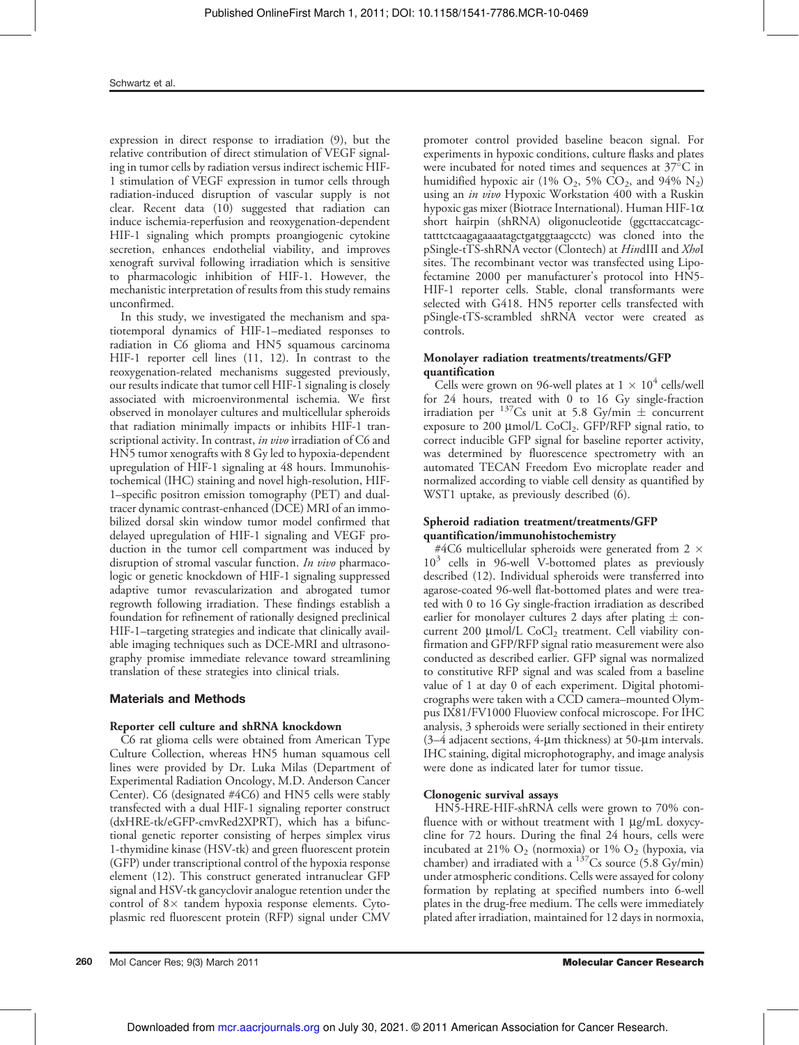expression in direct response to irradiation (9), but the relative contribution of direct stimulation of VEGF signaling in tumor cells by radiation versus indirect ischemic HIF-1 stimulation of VEGF expression in tumor cells through radiation-induced disruption of vascular supply is not clear. Recent data (10) suggested that radiation can induce ischemia-reperfusion and reoxygenation-dependent HIF-1 signaling which prompts proangiogenic cytokine secretion, enhances endothelial viability, and improves xenograft survival following irradiation which is sensitive to pharmacologic inhibition of HIF-1. However, the mechanistic interpretation of results from this study remains unconfirmed.

In this study, we investigated the mechanism and spatiotemporal dynamics of HIF-1–mediated responses to radiation in C6 glioma and HN5 squamous carcinoma HIF-1 reporter cell lines (11, 12). In contrast to the reoxygenation-related mechanisms suggested previously, our results indicate that tumor cell HIF-1 signaling is closely associated with microenvironmental ischemia. We first observed in monolayer cultures and multicellular spheroids that radiation minimally impacts or inhibits HIF-1 transcriptional activity. In contrast, *in vivo* irradiation of C6 and HN5 tumor xenografts with 8 Gy led to hypoxia-dependent upregulation of HIF-1 signaling at 48 hours. Immunohistochemical (IHC) staining and novel high-resolution, HIF-1–specific positron emission tomography (PET) and dual-tracer dynamic contrast-enhanced (DCE) MRI of an immobilized dorsal skin window tumor model confirmed that delayed upregulation of HIF-1 signaling and VEGF production in the tumor cell compartment was induced by disruption of stromal vascular function. *In vivo* pharmacologic or genetic knockdown of HIF-1 signaling suppressed adaptive tumor revascularization and abrogated tumor regrowth following irradiation. These findings establish a foundation for refinement of rationally designed preclinical HIF-1–targeting strategies and indicate that clinically available imaging techniques such as DCE-MRI and ultrasonography promise immediate relevance toward streamlining translation of these strategies into clinical trials.

## Materials and Methods

### Reporter cell culture and shRNA knockdown

C6 rat glioma cells were obtained from American Type Culture Collection, whereas HN5 human squamous cell lines were provided by Dr. Luka Milas (Department of Experimental Radiation Oncology, M.D. Anderson Cancer Center). C6 (designated #4C6) and HN5 cells were stably transfected with a dual HIF-1 signaling reporter construct (dxHRE-tk/eGFP-cmvRed2XPRT), which has a bifunctional genetic reporter consisting of herpes simplex virus 1-thymidine kinase (HSV-tk) and green fluorescent protein (GFP) under transcriptional control of the hypoxia response element (12). This construct generated intranuclear GFP signal and HSV-tk gancyclovir analogue retention under the control of 8× tandem hypoxia response elements. Cytoplasmic red fluorescent protein (RFP) signal under CMV promoter control provided baseline beacon signal. For experiments in hypoxic conditions, culture flasks and plates were incubated for noted times and sequences at 37°C in humidified hypoxic air (1% $O_2$, 5% $CO_2$, and 94% $N_2$) using an *in vivo* Hypoxic Workstation 400 with a Ruskin hypoxic gas mixer (Biotrace International). Human HIF-1α short hairpin (shRNA) oligonucleotide (ggcttaccatcagctatttctcaagagaaaatagctgatggtaagcctc) was cloned into the pSingle-tTS-shRNA vector (Clontech) at *Hin*dIII and *Xho*I sites. The recombinant vector was transfected using Lipofectamine 2000 per manufacturer's protocol into HN5-HIF-1 reporter cells. Stable, clonal transformants were selected with G418. HN5 reporter cells transfected with pSingle-tTS-scrambled shRNA vector were created as controls.

### Monolayer radiation treatments/treatments/GFP quantification

Cells were grown on 96-well plates at $1 \times 10^4$ cells/well for 24 hours, treated with 0 to 16 Gy single-fraction irradiation per $^{137}$Cs unit at 5.8 Gy/min ± concurrent exposure to 200 μmol/L $CoCl_2$. GFP/RFP signal ratio, to correct inducible GFP signal for baseline reporter activity, was determined by fluorescence spectrometry with an automated TECAN Freedom Evo microplate reader and normalized according to viable cell density as quantified by WST1 uptake, as previously described (6).

### Spheroid radiation treatment/treatments/GFP quantification/immunohistochemistry

#4C6 multicellular spheroids were generated from $2 \times 10^3$ cells in 96-well V-bottomed plates as previously described (12). Individual spheroids were transferred into agarose-coated 96-well flat-bottomed plates and were treated with 0 to 16 Gy single-fraction irradiation as described earlier for monolayer cultures 2 days after plating ± concurrent 200 μmol/L $CoCl_2$ treatment. Cell viability confirmation and GFP/RFP signal ratio measurement were also conducted as described earlier. GFP signal was normalized to constitutive RFP signal and was scaled from a baseline value of 1 at day 0 of each experiment. Digital photomicrographs were taken with a CCD camera–mounted Olympus IX81/FV1000 Fluoview confocal microscope. For IHC analysis, 3 spheroids were serially sectioned in their entirety (3–4 adjacent sections, 4-μm thickness) at 50-μm intervals. IHC staining, digital microphotography, and image analysis were done as indicated later for tumor tissue.

### Clonogenic survival assays

HN5-HRE-HIF-shRNA cells were grown to 70% confluence with or without treatment with 1 μg/mL doxycycline for 72 hours. During the final 24 hours, cells were incubated at 21% $O_2$ (normoxia) or 1% $O_2$ (hypoxia, via chamber) and irradiated with a $^{137}$Cs source (5.8 Gy/min) under atmospheric conditions. Cells were assayed for colony formation by replating at specified numbers into 6-well plates in the drug-free medium. The cells were immediately plated after irradiation, maintained for 12 days in normoxia,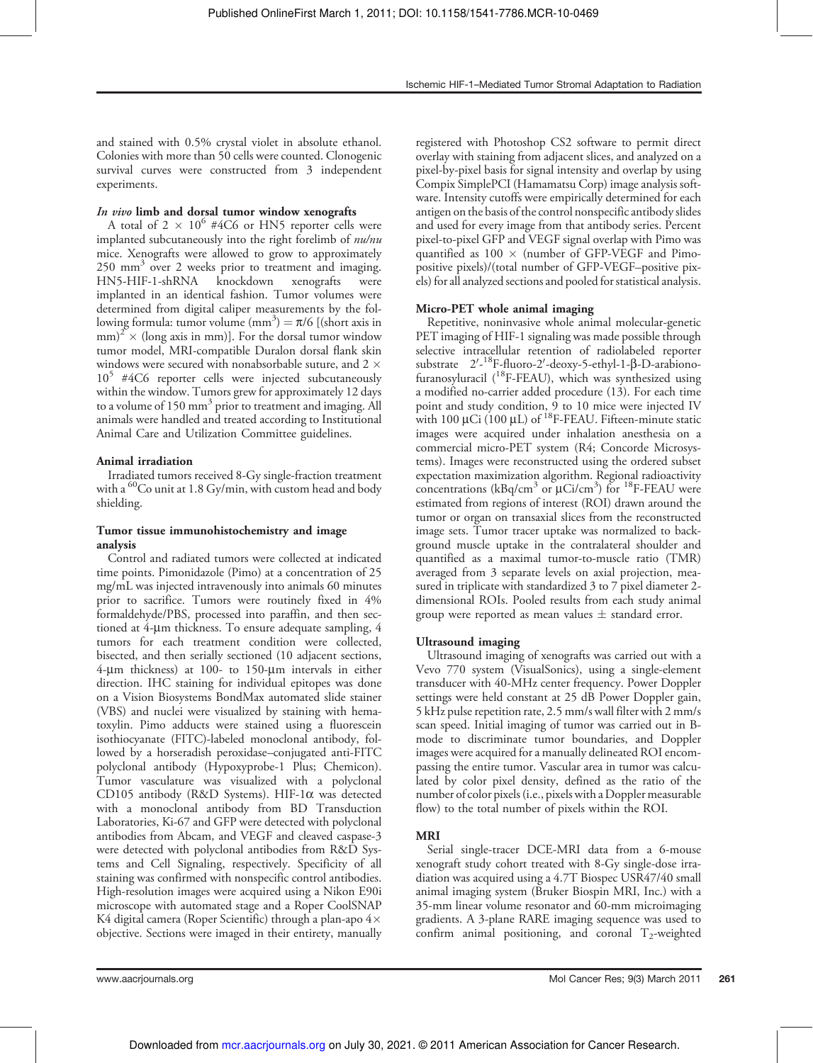and stained with 0.5% crystal violet in absolute ethanol. Colonies with more than 50 cells were counted. Clonogenic survival curves were constructed from 3 independent experiments.

#### *In vivo* limb and dorsal tumor window xenografts

A total of $2 \times 10^6$ #4C6 or HN5 reporter cells were implanted subcutaneously into the right forelimb of *nu/nu* mice. Xenografts were allowed to grow to approximately 250 $mm^3$ over 2 weeks prior to treatment and imaging. HN5-HIF-1-shRNA knockdown xenografts were implanted in an identical fashion. Tumor volumes were determined from digital caliper measurements by the following formula: tumor volume ($mm^3$) = $\pi/6$ [(short axis in mm)$^2$ × (long axis in mm)]. For the dorsal tumor window tumor model, MRI-compatible Duralon dorsal flank skin windows were secured with nonabsorbable suture, and $2 \times 10^5$ #4C6 reporter cells were injected subcutaneously within the window. Tumors grew for approximately 12 days to a volume of 150 $mm^3$ prior to treatment and imaging. All animals were handled and treated according to Institutional Animal Care and Utilization Committee guidelines.

#### Animal irradiation

Irradiated tumors received 8-Gy single-fraction treatment with a $^{60}$Co unit at 1.8 Gy/min, with custom head and body shielding.

#### Tumor tissue immunohistochemistry and image analysis

Control and radiated tumors were collected at indicated time points. Pimonidazole (Pimo) at a concentration of 25 mg/mL was injected intravenously into animals 60 minutes prior to sacrifice. Tumors were routinely fixed in 4% formaldehyde/PBS, processed into paraffin, and then sectioned at 4-μm thickness. To ensure adequate sampling, 4 tumors for each treatment condition were collected, bisected, and then serially sectioned (10 adjacent sections, 4-μm thickness) at 100- to 150-μm intervals in either direction. IHC staining for individual epitopes was done on a Vision Biosystems BondMax automated slide stainer (VBS) and nuclei were visualized by staining with hematoxylin. Pimo adducts were stained using a fluorescein isothiocyanate (FITC)-labeled monoclonal antibody, followed by a horseradish peroxidase–conjugated anti-FITC polyclonal antibody (Hypoxyprobe-1 Plus; Chemicon). Tumor vasculature was visualized with a polyclonal CD105 antibody (R&D Systems). HIF-1α was detected with a monoclonal antibody from BD Transduction Laboratories, Ki-67 and GFP were detected with polyclonal antibodies from Abcam, and VEGF and cleaved caspase-3 were detected with polyclonal antibodies from R&D Systems and Cell Signaling, respectively. Specificity of all staining was confirmed with nonspecific control antibodies. High-resolution images were acquired using a Nikon E90i microscope with automated stage and a Roper CoolSNAP K4 digital camera (Roper Scientific) through a plan-apo 4× objective. Sections were imaged in their entirety, manually registered with Photoshop CS2 software to permit direct overlay with staining from adjacent slices, and analyzed on a pixel-by-pixel basis for signal intensity and overlap by using Compix SimplePCI (Hamamatsu Corp) image analysis software. Intensity cutoffs were empirically determined for each antigen on the basis of the control nonspecific antibody slides and used for every image from that antibody series. Percent pixel-to-pixel GFP and VEGF signal overlap with Pimo was quantified as 100 × (number of GFP-VEGF and Pimo-positive pixels)/(total number of GFP-VEGF–positive pixels) for all analyzed sections and pooled for statistical analysis.

#### Micro-PET whole animal imaging

Repetitive, noninvasive whole animal molecular-genetic PET imaging of HIF-1 signaling was made possible through selective intracellular retention of radiolabeled reporter substrate 2′-$^{18}$F-fluoro-2′-deoxy-5-ethyl-1-β-D-arabinofuranosyluracil ($^{18}$F-FEAU), which was synthesized using a modified no-carrier added procedure (13). For each time point and study condition, 9 to 10 mice were injected IV with 100 μCi (100 μL) of $^{18}$F-FEAU. Fifteen-minute static images were acquired under inhalation anesthesia on a commercial micro-PET system (R4; Concorde Microsystems). Images were reconstructed using the ordered subset expectation maximization algorithm. Regional radioactivity concentrations (kBq/$cm^3$ or μCi/$cm^3$) for $^{18}$F-FEAU were estimated from regions of interest (ROI) drawn around the tumor or organ on transaxial slices from the reconstructed image sets. Tumor tracer uptake was normalized to background muscle uptake in the contralateral shoulder and quantified as a maximal tumor-to-muscle ratio (TMR) averaged from 3 separate levels on axial projection, measured in triplicate with standardized 3 to 7 pixel diameter 2-dimensional ROIs. Pooled results from each study animal group were reported as mean values ± standard error.

#### Ultrasound imaging

Ultrasound imaging of xenografts was carried out with a Vevo 770 system (VisualSonics), using a single-element transducer with 40-MHz center frequency. Power Doppler settings were held constant at 25 dB Power Doppler gain, 5 kHz pulse repetition rate, 2.5 mm/s wall filter with 2 mm/s scan speed. Initial imaging of tumor was carried out in B-mode to discriminate tumor boundaries, and Doppler images were acquired for a manually delineated ROI encompassing the entire tumor. Vascular area in tumor was calculated by color pixel density, defined as the ratio of the number of color pixels (i.e., pixels with a Doppler measurable flow) to the total number of pixels within the ROI.

#### MRI

Serial single-tracer DCE-MRI data from a 6-mouse xenograft study cohort treated with 8-Gy single-dose irradiation was acquired using a 4.7T Biospec USR47/40 small animal imaging system (Bruker Biospin MRI, Inc.) with a 35-mm linear volume resonator and 60-mm microimaging gradients. A 3-plane RARE imaging sequence was used to confirm animal positioning, and coronal $T_2$-weighted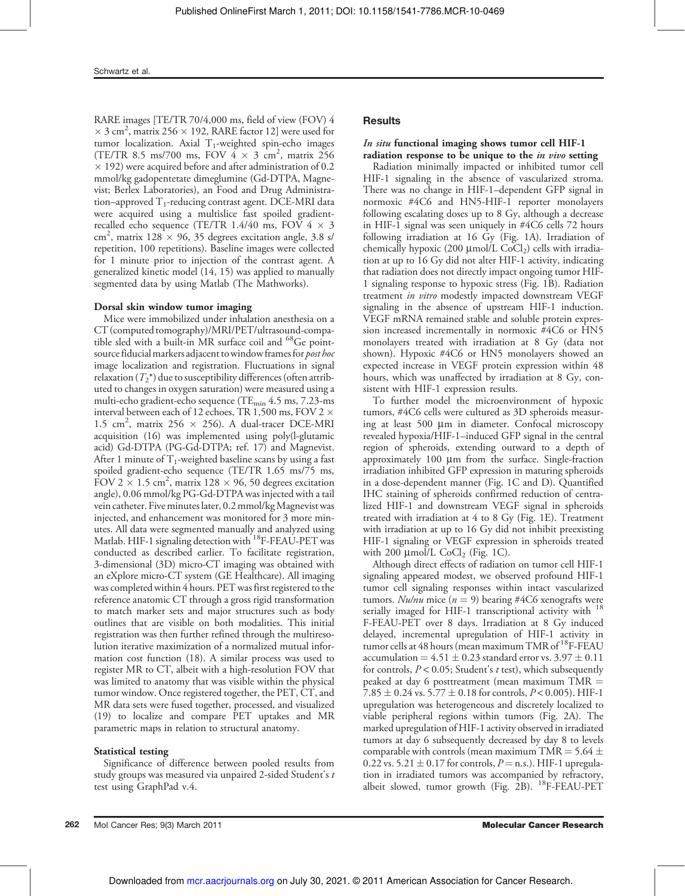RARE images [TE/TR 70/4,000 ms, field of view (FOV) 4 × 3 $cm^2$, matrix 256 × 192, RARE factor 12] were used for tumor localization. Axial $T_1$-weighted spin-echo images (TE/TR 8.5 ms/700 ms, FOV 4 × 3 $cm^2$, matrix 256 × 192) were acquired before and after administration of 0.2 mmol/kg gadopentetate dimeglumine (Gd-DTPA, Magnevist; Berlex Laboratories), an Food and Drug Administration–approved $T_1$-reducing contrast agent. DCE-MRI data were acquired using a multislice fast spoiled gradient-recalled echo sequence (TE/TR 1.4/40 ms, FOV 4 × 3 $cm^2$, matrix 128 × 96, 35 degrees excitation angle, 3.8 s/repetition, 100 repetitions). Baseline images were collected for 1 minute prior to injection of the contrast agent. A generalized kinetic model (14, 15) was applied to manually segmented data by using Matlab (The Mathworks).

### Dorsal skin window tumor imaging

Mice were immobilized under inhalation anesthesia on a CT (computed tomography)/MRI/PET/ultrasound-compatible sled with a built-in MR surface coil and $^{68}$Ge point-source fiducial markers adjacent to window frames for *post hoc* image localization and registration. Fluctuations in signal relaxation ($T_2$*) due to susceptibility differences (often attributed to changes in oxygen saturation) were measured using a multi-echo gradient-echo sequence ($TE_{min}$ 4.5 ms, 7.23-ms interval between each of 12 echoes, TR 1,500 ms, FOV 2 × 1.5 $cm^2$, matrix 256 × 256). A dual-tracer DCE-MRI acquisition (16) was implemented using poly(l-glutamic acid) Gd-DTPA (PG-Gd-DTPA; ref. 17) and Magnevist. After 1 minute of $T_1$-weighted baseline scans by using a fast spoiled gradient-echo sequence (TE/TR 1.65 ms/75 ms, FOV 2 × 1.5 $cm^2$, matrix 128 × 96, 50 degrees excitation angle), 0.06 mmol/kg PG-Gd-DTPA was injected with a tail vein catheter. Five minutes later, 0.2 mmol/kg Magnevist was injected, and enhancement was monitored for 3 more minutes. All data were segmented manually and analyzed using Matlab. HIF-1 signaling detection with $^{18}$F-FEAU-PET was conducted as described earlier. To facilitate registration, 3-dimensional (3D) micro-CT imaging was obtained with an eXplore micro-CT system (GE Healthcare). All imaging was completed within 4 hours. PET was first registered to the reference anatomic CT through a gross rigid transformation to match marker sets and major structures such as body outlines that are visible on both modalities. This initial registration was then further refined through the multiresolution iterative maximization of a normalized mutual information cost function (18). A similar process was used to register MR to CT, albeit with a high-resolution FOV that was limited to anatomy that was visible within the physical tumor window. Once registered together, the PET, CT, and MR data sets were fused together, processed, and visualized (19) to localize and compare PET uptakes and MR parametric maps in relation to structural anatomy.

### Statistical testing

Significance of difference between pooled results from study groups was measured via unpaired 2-sided Student's *t* test using GraphPad v.4.

## Results

### *In situ* functional imaging shows tumor cell HIF-1 radiation response to be unique to the *in vivo* setting

Radiation minimally impacted or inhibited tumor cell HIF-1 signaling in the absence of vascularized stroma. There was no change in HIF-1–dependent GFP signal in normoxic #4C6 and HN5-HIF-1 reporter monolayers following escalating doses up to 8 Gy, although a decrease in HIF-1 signal was seen uniquely in #4C6 cells 72 hours following irradiation at 16 Gy (Fig. 1A). Irradiation of chemically hypoxic (200 μmol/L $CoCl_2$) cells with irradiation at up to 16 Gy did not alter HIF-1 activity, indicating that radiation does not directly impact ongoing tumor HIF-1 signaling response to hypoxic stress (Fig. 1B). Radiation treatment *in vitro* modestly impacted downstream VEGF signaling in the absence of upstream HIF-1 induction. VEGF mRNA remained stable and soluble protein expression increased incrementally in normoxic #4C6 or HN5 monolayers treated with irradiation at 8 Gy (data not shown). Hypoxic #4C6 or HN5 monolayers showed an expected increase in VEGF protein expression within 48 hours, which was unaffected by irradiation at 8 Gy, consistent with HIF-1 expression results.

To further model the microenvironment of hypoxic tumors, #4C6 cells were cultured as 3D spheroids measuring at least 500 μm in diameter. Confocal microscopy revealed hypoxia/HIF-1–induced GFP signal in the central region of spheroids, extending outward to a depth of approximately 100 μm from the surface. Single-fraction irradiation inhibited GFP expression in maturing spheroids in a dose-dependent manner (Fig. 1C and D). Quantified IHC staining of spheroids confirmed reduction of centralized HIF-1 and downstream VEGF signal in spheroids treated with irradiation at 4 to 8 Gy (Fig. 1E). Treatment with irradiation at up to 16 Gy did not inhibit preexisting HIF-1 signaling or VEGF expression in spheroids treated with 200 μmol/L $CoCl_2$ (Fig. 1C).

Although direct effects of radiation on tumor cell HIF-1 signaling appeared modest, we observed profound HIF-1 tumor cell signaling responses within intact vascularized tumors. *Nu/nu* mice ($n = 9$) bearing #4C6 xenografts were serially imaged for HIF-1 transcriptional activity with $^{18}$F-FEAU-PET over 8 days. Irradiation at 8 Gy induced delayed, incremental upregulation of HIF-1 activity in tumor cells at 48 hours (mean maximum TMR of $^{18}$F-FEAU accumulation = 4.51 ± 0.23 standard error vs. 3.97 ± 0.11 for controls, $P < 0.05$; Student's *t* test), which subsequently peaked at day 6 posttreatment (mean maximum TMR = 7.85 ± 0.24 vs. 5.77 ± 0.18 for controls, $P < 0.005$). HIF-1 upregulation was heterogeneous and discretely localized to viable peripheral regions within tumors (Fig. 2A). The marked upregulation of HIF-1 activity observed in irradiated tumors at day 6 subsequently decreased by day 8 to levels comparable with controls (mean maximum TMR = 5.64 ± 0.22 vs. 5.21 ± 0.17 for controls, $P$ = n.s.). HIF-1 upregulation in irradiated tumors was accompanied by refractory, albeit slowed, tumor growth (Fig. 2B). $^{18}$F-FEAU-PET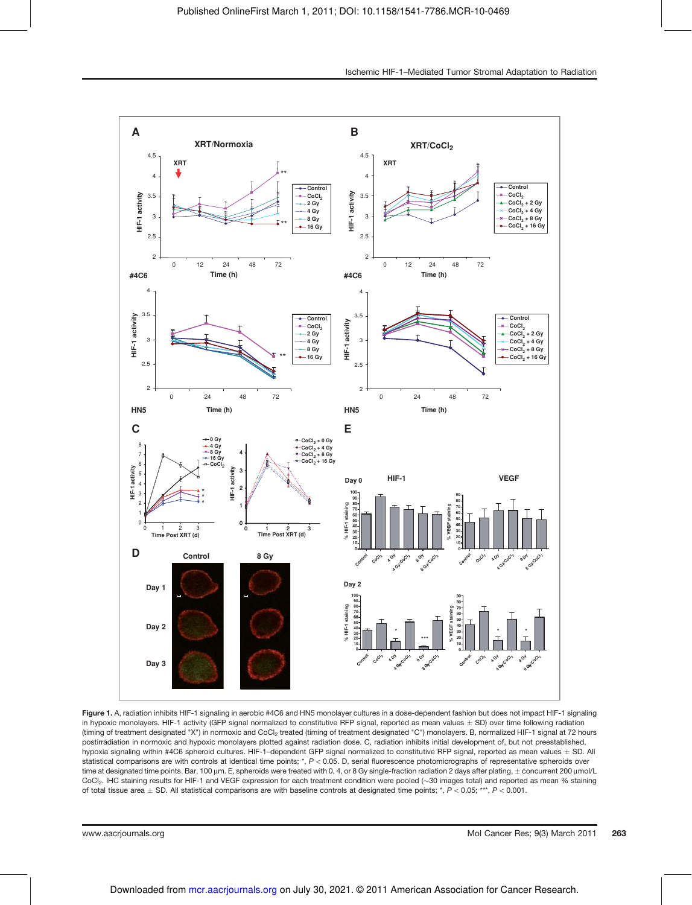**Figure 1.** A, radiation inhibits HIF-1 signaling in aerobic #4C6 and HN5 monolayer cultures in a dose-dependent fashion but does not impact HIF-1 signaling in hypoxic monolayers. HIF-1 activity (GFP signal normalized to constitutive RFP signal, reported as mean values ± SD) over time following radiation (timing of treatment designated "X") in normoxic and $CoCl_2$ treated (timing of treatment designated "C") monolayers. B, normalized HIF-1 signal at 72 hours postirradiation in normoxic and hypoxic monolayers plotted against radiation dose. C, radiation inhibits initial development of, but not preestablished, hypoxia signaling within #4C6 spheroid cultures. HIF-1–dependent GFP signal normalized to constitutive RFP signal, reported as mean values ± SD. All statistical comparisons are with controls at identical time points; *, $P < 0.05$. D, serial fluorescence photomicrographs of representative spheroids over time at designated time points. Bar, 100 µm. E, spheroids were treated with 0, 4, or 8 Gy single-fraction radiation 2 days after plating, ± concurrent 200 µmol/L $CoCl_2$. IHC staining results for HIF-1 and VEGF expression for each treatment condition were pooled (~30 images total) and reported as mean % staining of total tissue area ± SD. All statistical comparisons are with baseline controls at designated time points; *, $P < 0.05$; ***, $P < 0.001$.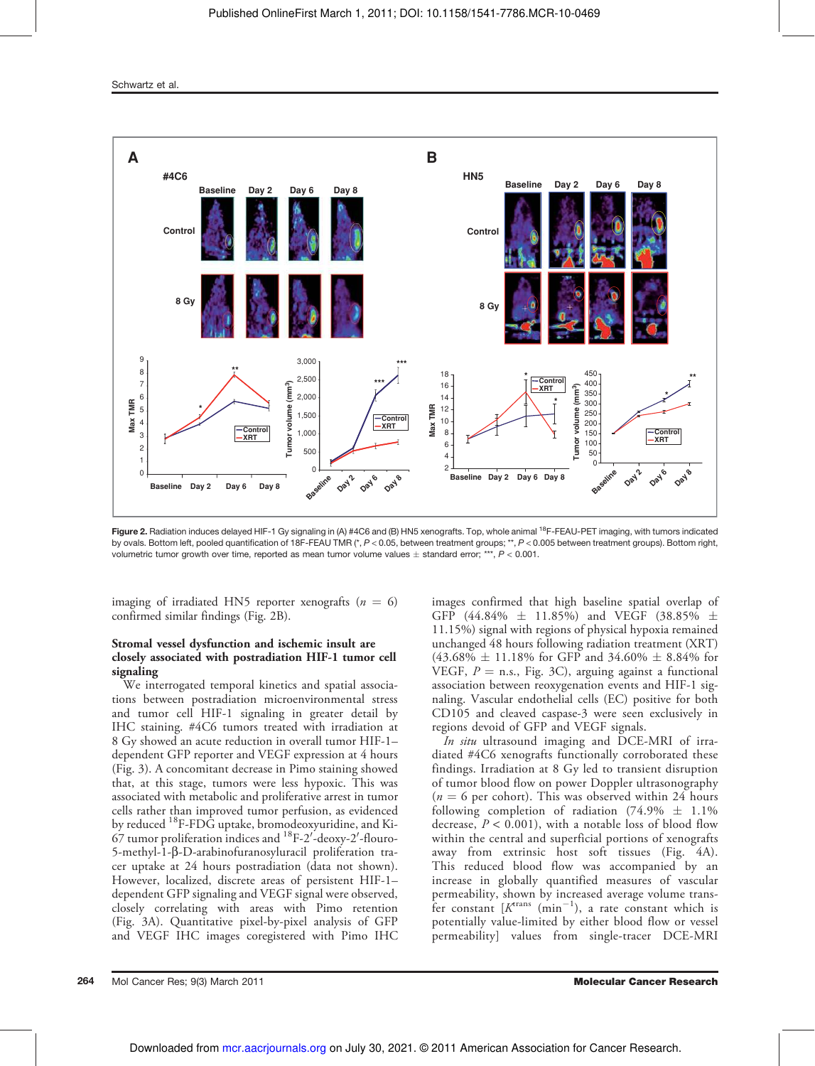Figure 2. Radiation induces delayed HIF-1 Gy signaling in (A) #4C6 and (B) HN5 xenografts. Top, whole animal [18]F-FEAU-PET imaging, with tumors indicated by ovals. Bottom left, pooled quantification of 18F-FEAU TMR (*, $P < 0.05$, between treatment groups; **, $P < 0.005$ between treatment groups). Bottom right, volumetric tumor growth over time, reported as mean tumor volume values ± standard error; ***, $P < 0.001$.

imaging of irradiated HN5 reporter xenografts ($n = 6$) confirmed similar findings (Fig. 2B).

### Stromal vessel dysfunction and ischemic insult are closely associated with postradiation HIF-1 tumor cell signaling

We interrogated temporal kinetics and spatial associations between postradiation microenvironmental stress and tumor cell HIF-1 signaling in greater detail by IHC staining. #4C6 tumors treated with irradiation at 8 Gy showed an acute reduction in overall tumor HIF-1–dependent GFP reporter and VEGF expression at 4 hours (Fig. 3). A concomitant decrease in Pimo staining showed that, at this stage, tumors were less hypoxic. This was associated with metabolic and proliferative arrest in tumor cells rather than improved tumor perfusion, as evidenced by reduced [18]F-FDG uptake, bromodeoxyuridine, and Ki-67 tumor proliferation indices and [18]F-2′-deoxy-2′-flouro-5-methyl-1-β-D-arabinofuranosyluracil proliferation tracer uptake at 24 hours postradiation (data not shown). However, localized, discrete areas of persistent HIF-1–dependent GFP signaling and VEGF signal were observed, closely correlating with areas with Pimo retention (Fig. 3A). Quantitative pixel-by-pixel analysis of GFP and VEGF IHC images coregistered with Pimo IHC images confirmed that high baseline spatial overlap of GFP (44.84% ± 11.85%) and VEGF (38.85% ± 11.15%) signal with regions of physical hypoxia remained unchanged 48 hours following radiation treatment (XRT) (43.68% ± 11.18% for GFP and 34.60% ± 8.84% for VEGF, $P$ = n.s., Fig. 3C), arguing against a functional association between reoxygenation events and HIF-1 signaling. Vascular endothelial cells (EC) positive for both CD105 and cleaved caspase-3 were seen exclusively in regions devoid of GFP and VEGF signals.

*In situ* ultrasound imaging and DCE-MRI of irradiated #4C6 xenografts functionally corroborated these findings. Irradiation at 8 Gy led to transient disruption of tumor blood flow on power Doppler ultrasonography ($n = 6$ per cohort). This was observed within 24 hours following completion of radiation (74.9% ± 1.1% decrease, $P < 0.001$), with a notable loss of blood flow within the central and superficial portions of xenografts away from extrinsic host soft tissues (Fig. 4A). This reduced blood flow was accompanied by an increase in globally quantified measures of vascular permeability, shown by increased average volume transfer constant [$K^{trans}$ (min$^{-1}$), a rate constant which is potentially value-limited by either blood flow or vessel permeability] values from single-tracer DCE-MRI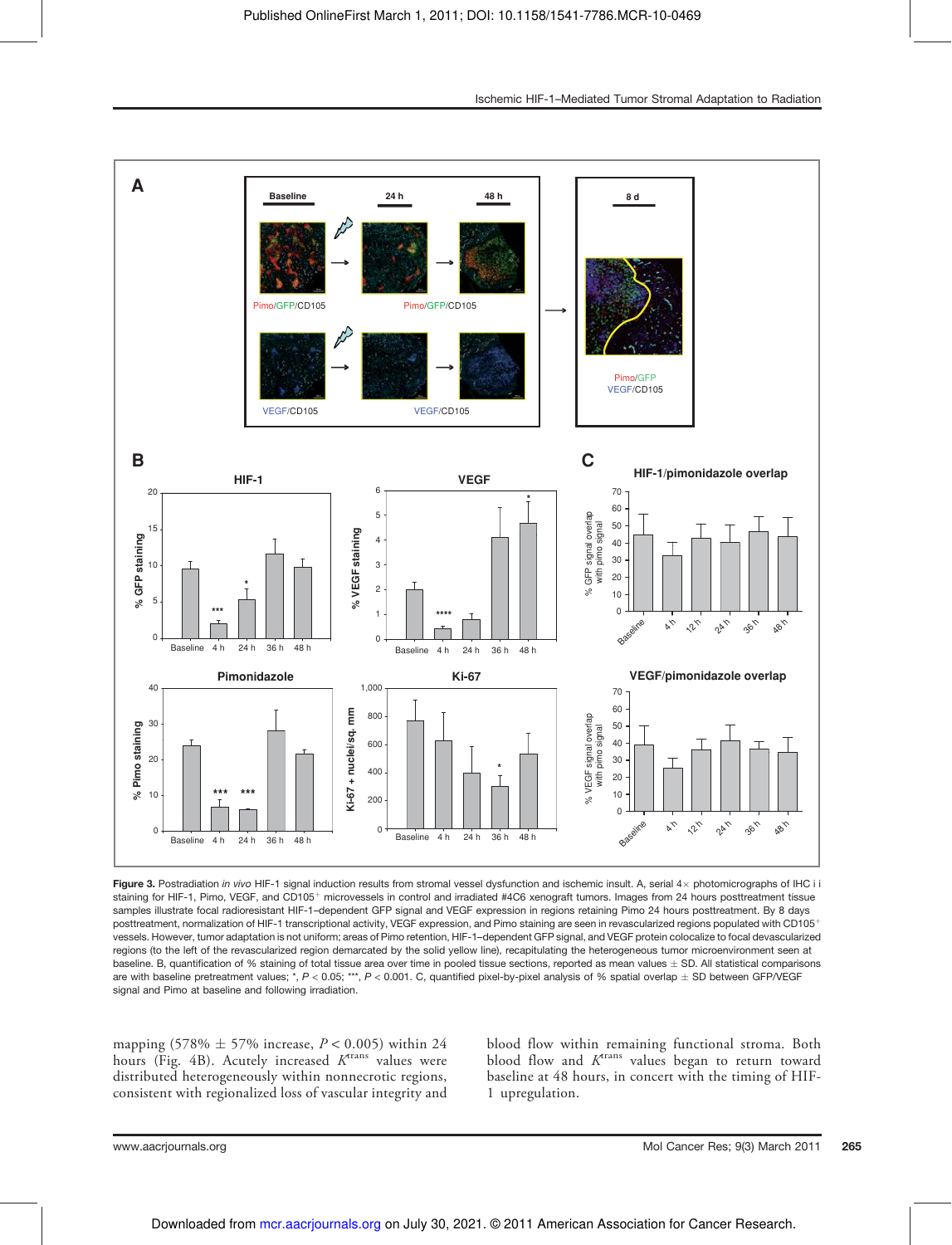**Figure 3.** Postradiation *in vivo* HIF-1 signal induction results from stromal vessel dysfunction and ischemic insult. A, serial 4× photomicrographs of IHC i i staining for HIF-1, Pimo, VEGF, and CD105[+] microvessels in control and irradiated #4C6 xenograft tumors. Images from 24 hours posttreatment tissue samples illustrate focal radioresistant HIF-1–dependent GFP signal and VEGF expression in regions retaining Pimo 24 hours posttreatment. By 8 days posttreatment, normalization of HIF-1 transcriptional activity, VEGF expression, and Pimo staining are seen in revascularized regions populated with CD105[+] vessels. However, tumor adaptation is not uniform; areas of Pimo retention, HIF-1–dependent GFP signal, and VEGF protein colocalize to focal devascularized regions (to the left of the revascularized region demarcated by the solid yellow line), recapitulating the heterogeneous tumor microenvironment seen at baseline. B, quantification of % staining of total tissue area over time in pooled tissue sections, reported as mean values ± SD. All statistical comparisons are with baseline pretreatment values; *, $P < 0.05$; ***, $P < 0.001$. C, quantified pixel-by-pixel analysis of % spatial overlap ± SD between GFP/VEGF signal and Pimo at baseline and following irradiation.

mapping (578% ± 57% increase, $P < 0.005$) within 24 hours (Fig. 4B). Acutely increased $K^{trans}$ values were distributed heterogeneously within nonnecrotic regions, consistent with regionalized loss of vascular integrity and blood flow within remaining functional stroma. Both blood flow and $K^{trans}$ values began to return toward baseline at 48 hours, in concert with the timing of HIF-1 upregulation.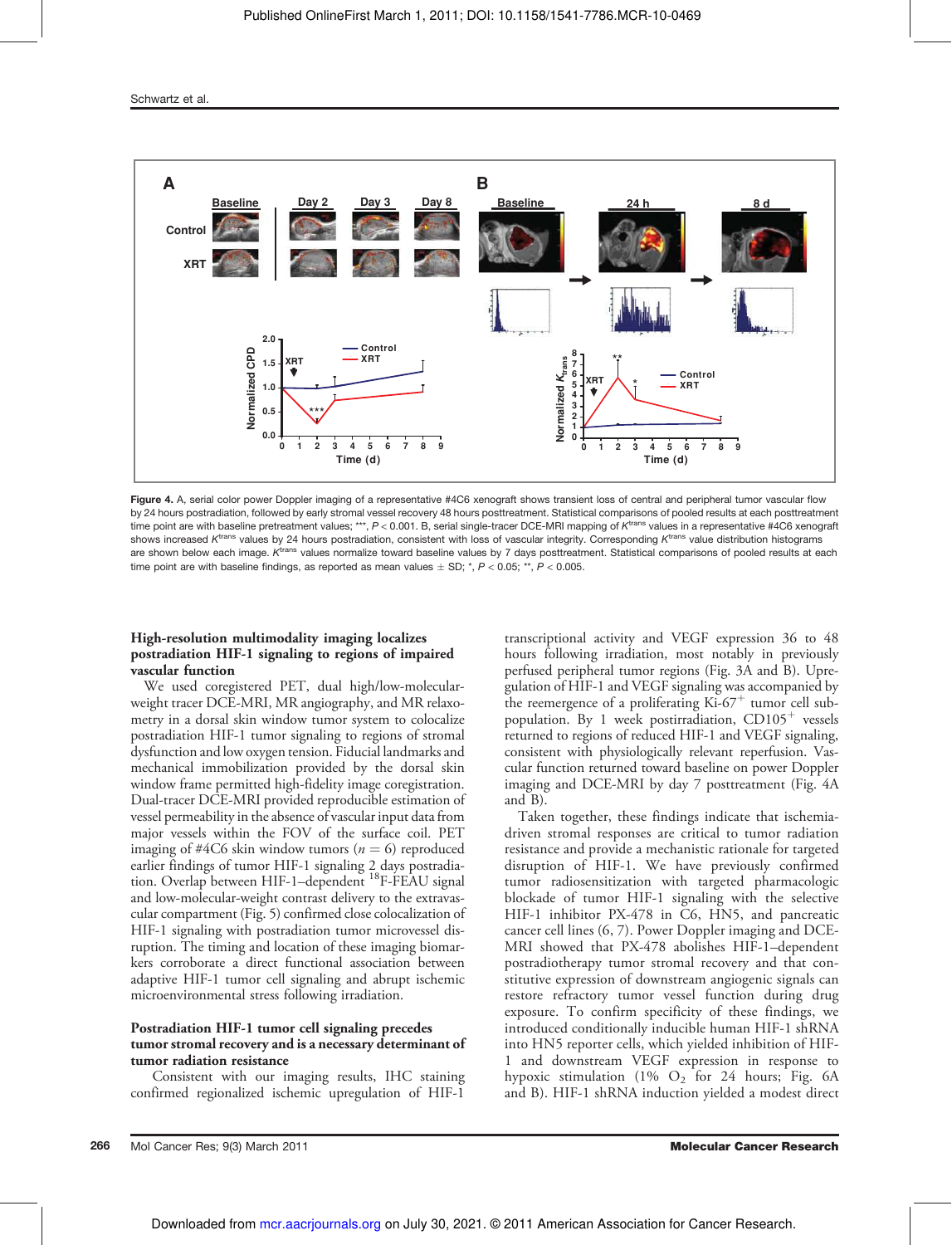**Figure 4.** A, serial color power Doppler imaging of a representative #4C6 xenograft shows transient loss of central and peripheral tumor vascular flow by 24 hours postradiation, followed by early stromal vessel recovery 48 hours posttreatment. Statistical comparisons of pooled results at each posttreatment time point are with baseline pretreatment values; ***, $P < 0.001$. B, serial single-tracer DCE-MRI mapping of $K^{trans}$ values in a representative #4C6 xenograft shows increased $K^{trans}$ values by 24 hours postradiation, consistent with loss of vascular integrity. Corresponding $K^{trans}$ value distribution histograms are shown below each image. $K^{trans}$ values normalize toward baseline values by 7 days posttreatment. Statistical comparisons of pooled results at each time point are with baseline findings, as reported as mean values ± SD; *, $P < 0.05$; **, $P < 0.005$.

### High-resolution multimodality imaging localizes postradiation HIF-1 signaling to regions of impaired vascular function

We used coregistered PET, dual high/low-molecular-weight tracer DCE-MRI, MR angiography, and MR relaxometry in a dorsal skin window tumor system to colocalize postradiation HIF-1 tumor signaling to regions of stromal dysfunction and low oxygen tension. Fiducial landmarks and mechanical immobilization provided by the dorsal skin window frame permitted high-fidelity image coregistration. Dual-tracer DCE-MRI provided reproducible estimation of vessel permeability in the absence of vascular input data from major vessels within the FOV of the surface coil. PET imaging of #4C6 skin window tumors ($n = 6$) reproduced earlier findings of tumor HIF-1 signaling 2 days postradiation. Overlap between HIF-1–dependent $^{18}$F-FEAU signal and low-molecular-weight contrast delivery to the extravascular compartment (Fig. 5) confirmed close colocalization of HIF-1 signaling with postradiation tumor microvessel disruption. The timing and location of these imaging biomarkers corroborate a direct functional association between adaptive HIF-1 tumor cell signaling and abrupt ischemic microenvironmental stress following irradiation.

### Postradiation HIF-1 tumor cell signaling precedes tumor stromal recovery and is a necessary determinant of tumor radiation resistance

Consistent with our imaging results, IHC staining confirmed regionalized ischemic upregulation of HIF-1 transcriptional activity and VEGF expression 36 to 48 hours following irradiation, most notably in previously perfused peripheral tumor regions (Fig. 3A and B). Upregulation of HIF-1 and VEGF signaling was accompanied by the reemergence of a proliferating Ki-67$^{+}$ tumor cell subpopulation. By 1 week postirradiation, CD105$^{+}$ vessels returned to regions of reduced HIF-1 and VEGF signaling, consistent with physiologically relevant reperfusion. Vascular function returned toward baseline on power Doppler imaging and DCE-MRI by day 7 posttreatment (Fig. 4A and B).

Taken together, these findings indicate that ischemia-driven stromal responses are critical to tumor radiation resistance and provide a mechanistic rationale for targeted disruption of HIF-1. We have previously confirmed tumor radiosensitization with targeted pharmacologic blockade of tumor HIF-1 signaling with the selective HIF-1 inhibitor PX-478 in C6, HN5, and pancreatic cancer cell lines (6, 7). Power Doppler imaging and DCE-MRI showed that PX-478 abolishes HIF-1–dependent postradiotherapy tumor stromal recovery and that constitutive expression of downstream angiogenic signals can restore refractory tumor vessel function during drug exposure. To confirm specificity of these findings, we introduced conditionally inducible human HIF-1 shRNA into HN5 reporter cells, which yielded inhibition of HIF-1 and downstream VEGF expression in response to hypoxic stimulation (1% $O_2$ for 24 hours; Fig. 6A and B). HIF-1 shRNA induction yielded a modest direct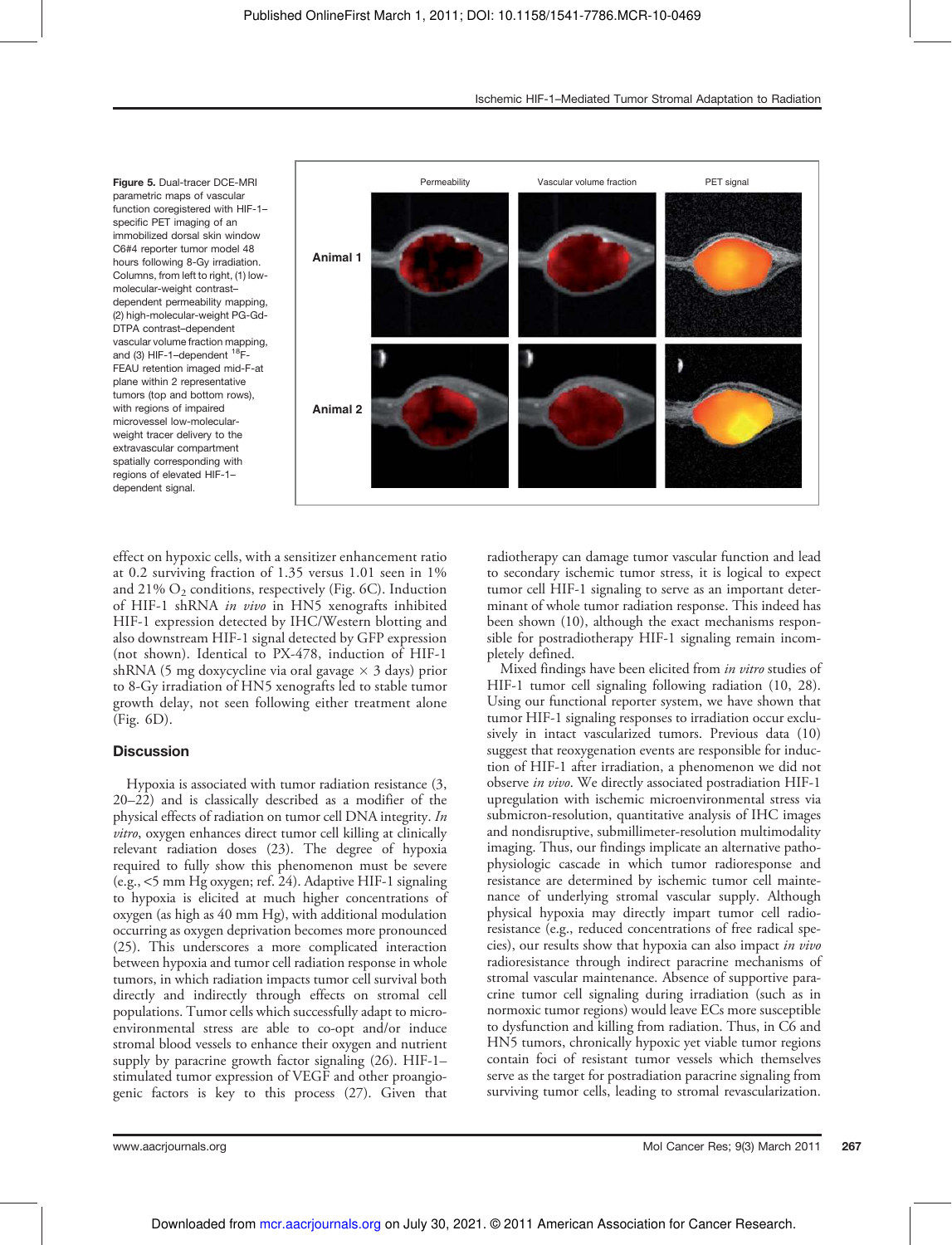**Figure 5.** Dual-tracer DCE-MRI parametric maps of vascular function coregistered with HIF-1–specific PET imaging of an immobilized dorsal skin window C6#4 reporter tumor model 48 hours following 8-Gy irradiation. Columns, from left to right, (1) low-molecular-weight contrast–dependent permeability mapping, (2) high-molecular-weight PG-Gd-DTPA contrast–dependent vascular volume fraction mapping, and (3) HIF-1–dependent $^{18}$F-FEAU retention imaged mid-F-at plane within 2 representative tumors (top and bottom rows), with regions of impaired microvessel low-molecular-weight tracer delivery to the extravascular compartment spatially corresponding with regions of elevated HIF-1–dependent signal.

effect on hypoxic cells, with a sensitizer enhancement ratio at 0.2 surviving fraction of 1.35 versus 1.01 seen in 1% and 21% $O_2$ conditions, respectively (Fig. 6C). Induction of HIF-1 shRNA *in vivo* in HN5 xenografts inhibited HIF-1 expression detected by IHC/Western blotting and also downstream HIF-1 signal detected by GFP expression (not shown). Identical to PX-478, induction of HIF-1 shRNA (5 mg doxycycline via oral gavage × 3 days) prior to 8-Gy irradiation of HN5 xenografts led to stable tumor growth delay, not seen following either treatment alone (Fig. 6D).

## Discussion

Hypoxia is associated with tumor radiation resistance (3, 20–22) and is classically described as a modifier of the physical effects of radiation on tumor cell DNA integrity. *In vitro*, oxygen enhances direct tumor cell killing at clinically relevant radiation doses (23). The degree of hypoxia required to fully show this phenomenon must be severe (e.g., <5 mm Hg oxygen; ref. 24). Adaptive HIF-1 signaling to hypoxia is elicited at much higher concentrations of oxygen (as high as 40 mm Hg), with additional modulation occurring as oxygen deprivation becomes more pronounced (25). This underscores a more complicated interaction between hypoxia and tumor cell radiation response in whole tumors, in which radiation impacts tumor cell survival both directly and indirectly through effects on stromal cell populations. Tumor cells which successfully adapt to microenvironmental stress are able to co-opt and/or induce stromal blood vessels to enhance their oxygen and nutrient supply by paracrine growth factor signaling (26). HIF-1–stimulated tumor expression of VEGF and other proangiogenic factors is key to this process (27). Given that radiotherapy can damage tumor vascular function and lead to secondary ischemic tumor stress, it is logical to expect tumor cell HIF-1 signaling to serve as an important determinant of whole tumor radiation response. This indeed has been shown (10), although the exact mechanisms responsible for postradiotherapy HIF-1 signaling remain incompletely defined.

Mixed findings have been elicited from *in vitro* studies of HIF-1 tumor cell signaling following radiation (10, 28). Using our functional reporter system, we have shown that tumor HIF-1 signaling responses to irradiation occur exclusively in intact vascularized tumors. Previous data (10) suggest that reoxygenation events are responsible for induction of HIF-1 after irradiation, a phenomenon we did not observe *in vivo*. We directly associated postradiation HIF-1 upregulation with ischemic microenvironmental stress via submicron-resolution, quantitative analysis of IHC images and nondisruptive, submillimeter-resolution multimodality imaging. Thus, our findings implicate an alternative pathophysiologic cascade in which tumor radioresponse and resistance are determined by ischemic tumor cell maintenance of underlying stromal vascular supply. Although physical hypoxia may directly impart tumor cell radioresistance (e.g., reduced concentrations of free radical species), our results show that hypoxia can also impact *in vivo* radioresistance through indirect paracrine mechanisms of stromal vascular maintenance. Absence of supportive paracrine tumor cell signaling during irradiation (such as in normoxic tumor regions) would leave ECs more susceptible to dysfunction and killing from radiation. Thus, in C6 and HN5 tumors, chronically hypoxic yet viable tumor regions contain foci of resistant tumor vessels which themselves serve as the target for postradiation paracrine signaling from surviving tumor cells, leading to stromal revascularization.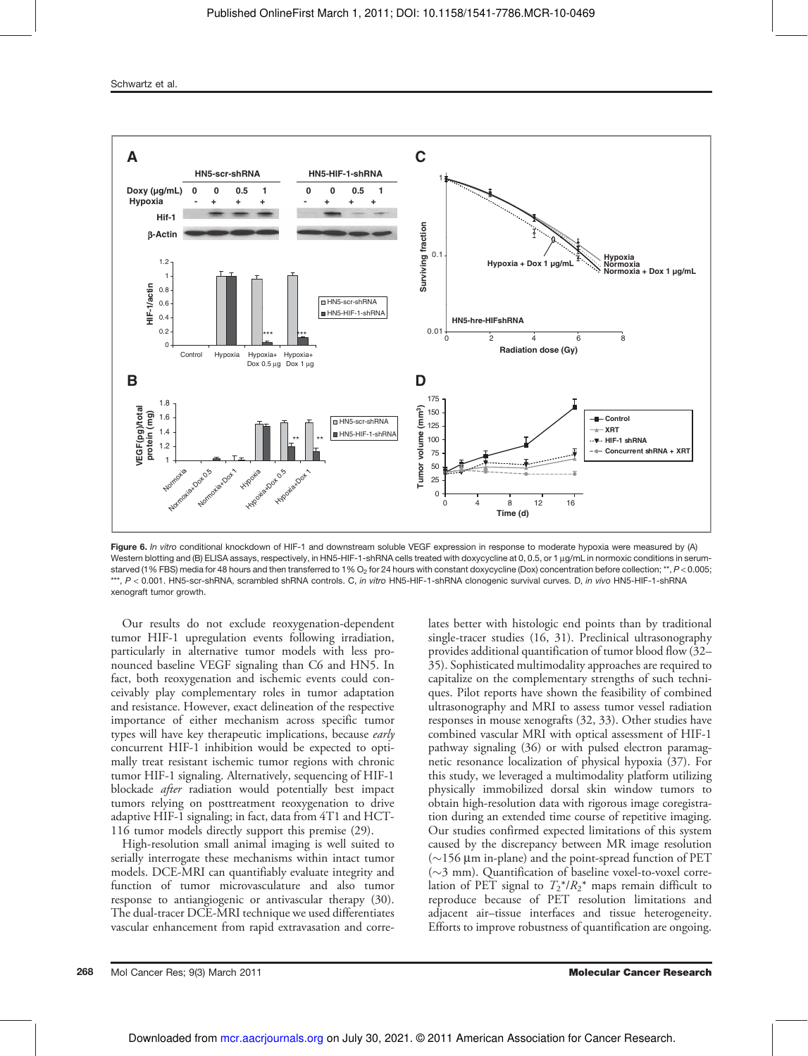**Figure 6.** *In vitro* conditional knockdown of HIF-1 and downstream soluble VEGF expression in response to moderate hypoxia were measured by (A) Western blotting and (B) ELISA assays, respectively, in HN5-HIF-1-shRNA cells treated with doxycycline at 0, 0.5, or 1 μg/mL in normoxic conditions in serum-starved (1% FBS) media for 48 hours and then transferred to 1% $O_2$ for 24 hours with constant doxycycline (Dox) concentration before collection; **, $P < 0.005$; ***, $P < 0.001$. HN5-scr-shRNA, scrambled shRNA controls. C, *in vitro* HN5-HIF-1-shRNA clonogenic survival curves. D, *in vivo* HN5-HIF-1-shRNA xenograft tumor growth.

Our results do not exclude reoxygenation-dependent tumor HIF-1 upregulation events following irradiation, particularly in alternative tumor models with less pronounced baseline VEGF signaling than C6 and HN5. In fact, both reoxygenation and ischemic events could conceivably play complementary roles in tumor adaptation and resistance. However, exact delineation of the respective importance of either mechanism across specific tumor types will have key therapeutic implications, because *early* concurrent HIF-1 inhibition would be expected to optimally treat resistant ischemic tumor regions with chronic tumor HIF-1 signaling. Alternatively, sequencing of HIF-1 blockade *after* radiation would potentially best impact tumors relying on posttreatment reoxygenation to drive adaptive HIF-1 signaling; in fact, data from 4T1 and HCT-116 tumor models directly support this premise (29).

High-resolution small animal imaging is well suited to serially interrogate these mechanisms within intact tumor models. DCE-MRI can quantifiably evaluate integrity and function of tumor microvasculature and also tumor response to antiangiogenic or antivascular therapy (30). The dual-tracer DCE-MRI technique we used differentiates vascular enhancement from rapid extravasation and correlates better with histologic end points than by traditional single-tracer studies (16, 31). Preclinical ultrasonography provides additional quantification of tumor blood flow (32–35). Sophisticated multimodality approaches are required to capitalize on the complementary strengths of such techniques. Pilot reports have shown the feasibility of combined ultrasonography and MRI to assess tumor vessel radiation responses in mouse xenografts (32, 33). Other studies have combined vascular MRI with optical assessment of HIF-1 pathway signaling (36) or with pulsed electron paramagnetic resonance localization of physical hypoxia (37). For this study, we leveraged a multimodality platform utilizing physically immobilized dorsal skin window tumors to obtain high-resolution data with rigorous image coregistration during an extended time course of repetitive imaging. Our studies confirmed expected limitations of this system caused by the discrepancy between MR image resolution (~156 μm in-plane) and the point-spread function of PET (~3 mm). Quantification of baseline voxel-to-voxel correlation of PET signal to $T_2^*/R_2^*$ maps remain difficult to reproduce because of PET resolution limitations and adjacent air–tissue interfaces and tissue heterogeneity. Efforts to improve robustness of quantification are ongoing.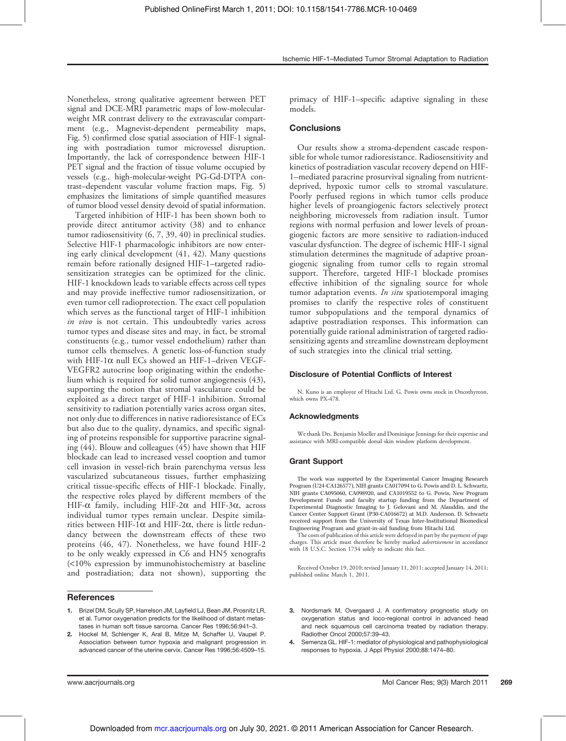Nonetheless, strong qualitative agreement between PET signal and DCE-MRI parametric maps of low-molecular-weight MR contrast delivery to the extravascular compartment (e.g., Magnevist-dependent permeability maps, Fig. 5) confirmed close spatial association of HIF-1 signaling with postradiation tumor microvessel disruption. Importantly, the lack of correspondence between HIF-1 PET signal and the fraction of tissue volume occupied by vessels (e.g., high-molecular-weight PG-Gd-DTPA contrast–dependent vascular volume fraction maps, Fig. 5) emphasizes the limitations of simple quantified measures of tumor blood vessel density devoid of spatial information.

Targeted inhibition of HIF-1 has been shown both to provide direct antitumor activity (38) and to enhance tumor radiosensitivity (6, 7, 39, 40) in preclinical studies. Selective HIF-1 pharmacologic inhibitors are now entering early clinical development (41, 42). Many questions remain before rationally designed HIF-1–targeted radiosensitization strategies can be optimized for the clinic. HIF-1 knockdown leads to variable effects across cell types and may provide ineffective tumor radiosensitization, or even tumor cell radioprotection. The exact cell population which serves as the functional target of HIF-1 inhibition *in vivo* is not certain. This undoubtedly varies across tumor types and disease sites and may, in fact, be stromal constituents (e.g., tumor vessel endothelium) rather than tumor cells themselves. A genetic loss-of-function study with HIF-1α null ECs showed an HIF-1–driven VEGF-VEGFR2 autocrine loop originating within the endothelium which is required for solid tumor angiogenesis (43), supporting the notion that stromal vasculature could be exploited as a direct target of HIF-1 inhibition. Stromal sensitivity to radiation potentially varies across organ sites, not only due to differences in native radioresistance of ECs but also due to the quality, dynamics, and specific signaling of proteins responsible for supportive paracrine signaling (44). Blouw and colleagues (45) have shown that HIF blockade can lead to increased vessel cooption and tumor cell invasion in vessel-rich brain parenchyma versus less vascularized subcutaneous tissues, further emphasizing critical tissue-specific effects of HIF-1 blockade. Finally, the respective roles played by different members of the HIF-α family, including HIF-2α and HIF-3α, across individual tumor types remain unclear. Despite similarities between HIF-1α and HIF-2α, there is little redundancy between the downstream effects of these two proteins (46, 47). Nonetheless, we have found HIF-2 to be only weakly expressed in C6 and HN5 xenografts (<10% expression by immunohistochemistry at baseline and postradiation; data not shown), supporting the primacy of HIF-1–specific adaptive signaling in these models.

## Conclusions

Our results show a stroma-dependent cascade responsible for whole tumor radioresistance. Radiosensitivity and kinetics of postradiation vascular recovery depend on HIF-1–mediated paracrine prosurvival signaling from nutrient-deprived, hypoxic tumor cells to stromal vasculature. Poorly perfused regions in which tumor cells produce higher levels of proangiogenic factors selectively protect neighboring microvessels from radiation insult. Tumor regions with normal perfusion and lower levels of proangiogenic factors are more sensitive to radiation-induced vascular dysfunction. The degree of ischemic HIF-1 signal stimulation determines the magnitude of adaptive proangiogenic signaling from tumor cells to regain stromal support. Therefore, targeted HIF-1 blockade promises effective inhibition of the signaling source for whole tumor adaptation events. *In situ* spatiotemporal imaging promises to clarify the respective roles of constituent tumor subpopulations and the temporal dynamics of adaptive postradiation responses. This information can potentially guide rational administration of targeted radiosensitizing agents and streamline downstream deployment of such strategies into the clinical trial setting.

## Disclosure of Potential Conflicts of Interest

N. Kuno is an employee of Hitachi Ltd. G. Powis owns stock in Oncothyreon, which owns PX-478.

## Acknowledgments

We thank Drs. Benjamin Moeller and Dominique Jennings for their expertise and assistance with MRI-compatible dorsal skin window platform development.

## Grant Support

The work was supported by the Experimental Cancer Imaging Research Program (U24-CA126577), NIH grants CA017094 to G. Powis and D. L. Schwartz, NIH grants CA095060, CA098920, and CA1019552 to G. Powis, New Program Development Funds and faculty startup funding from the Department of Experimental Diagnostic Imaging to J. Gelovani and M. Alauddin, and the Cancer Center Support Grant (P30-CA016672) at M.D. Anderson. D. Schwartz received support from the University of Texas Inter-Institutional Biomedical Engineering Program and grant-in-aid funding from Hitachi Ltd.

The costs of publication of this article were defrayed in part by the payment of page charges. This article must therefore be hereby marked *advertisement* in accordance with 18 U.S.C. Section 1734 solely to indicate this fact.

Received October 19, 2010; revised January 11, 2011; accepted January 14, 2011; published online March 1, 2011.

## References

1. Brizel DM, Scully SP, Harrelson JM, Layfield LJ, Bean JM, Prosnitz LR, et al. Tumor oxygenation predicts for the likelihood of distant metastases in human soft tissue sarcoma. Cancer Res 1996;56:941–3.
2. Hockel M, Schlenger K, Aral B, Mitze M, Schaffer U, Vaupel P. Association between tumor hypoxia and malignant progression in advanced cancer of the uterine cervix. Cancer Res 1996;56:4509–15.
3. Nordsmark M, Overgaard J. A confirmatory prognostic study on oxygenation status and loco-regional control in advanced head and neck squamous cell carcinoma treated by radiation therapy. Radiother Oncol 2000;57:39–43.
4. Semenza GL. HIF-1: mediator of physiological and pathophysiological responses to hypoxia. J Appl Physiol 2000;88:1474–80.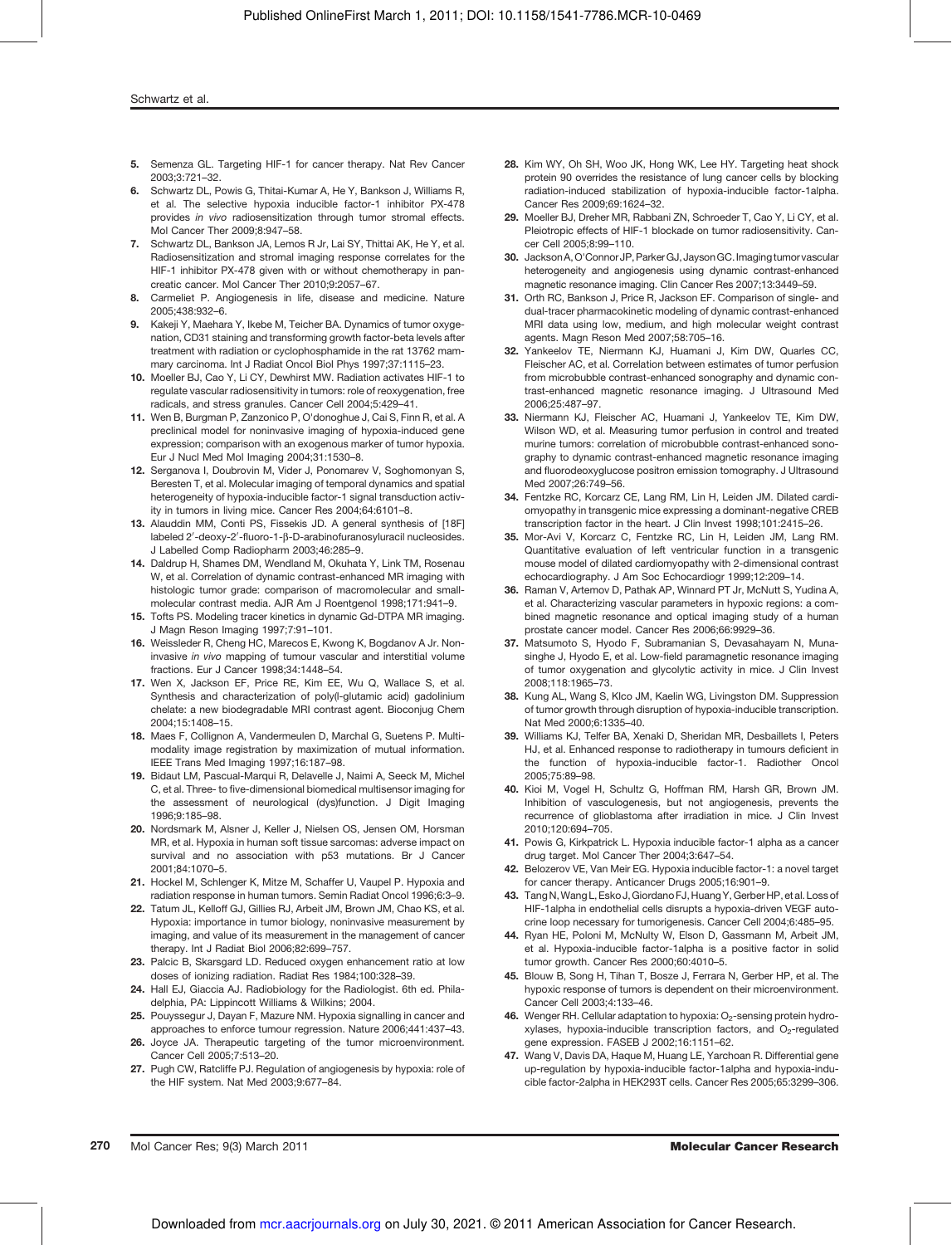5. Semenza GL. Targeting HIF-1 for cancer therapy. Nat Rev Cancer 2003;3:721–32.
6. Schwartz DL, Powis G, Thitai-Kumar A, He Y, Bankson J, Williams R, et al. The selective hypoxia inducible factor-1 inhibitor PX-478 provides *in vivo* radiosensitization through tumor stromal effects. Mol Cancer Ther 2009;8:947–58.
7. Schwartz DL, Bankson JA, Lemos R Jr, Lai SY, Thittai AK, He Y, et al. Radiosensitization and stromal imaging response correlates for the HIF-1 inhibitor PX-478 given with or without chemotherapy in pancreatic cancer. Mol Cancer Ther 2010;9:2057–67.
8. Carmeliet P. Angiogenesis in life, disease and medicine. Nature 2005;438:932–6.
9. Kakeji Y, Maehara Y, Ikebe M, Teicher BA. Dynamics of tumor oxygenation, CD31 staining and transforming growth factor-beta levels after treatment with radiation or cyclophosphamide in the rat 13762 mammary carcinoma. Int J Radiat Oncol Biol Phys 1997;37:1115–23.
10. Moeller BJ, Cao Y, Li CY, Dewhirst MW. Radiation activates HIF-1 to regulate vascular radiosensitivity in tumors: role of reoxygenation, free radicals, and stress granules. Cancer Cell 2004;5:429–41.
11. Wen B, Burgman P, Zanzonico P, O'donoghue J, Cai S, Finn R, et al. A preclinical model for noninvasive imaging of hypoxia-induced gene expression; comparison with an exogenous marker of tumor hypoxia. Eur J Nucl Med Mol Imaging 2004;31:1530–8.
12. Serganova I, Doubrovin M, Vider J, Ponomarev V, Soghomonyan S, Beresten T, et al. Molecular imaging of temporal dynamics and spatial heterogeneity of hypoxia-inducible factor-1 signal transduction activity in tumors in living mice. Cancer Res 2004;64:6101–8.
13. Alauddin MM, Conti PS, Fissekis JD. A general synthesis of [18F] labeled 2′-deoxy-2′-fluoro-1-β-D-arabinofuranosyluracil nucleosides. J Labelled Comp Radiopharm 2003;46:285–9.
14. Daldrup H, Shames DM, Wendland M, Okuhata Y, Link TM, Rosenau W, et al. Correlation of dynamic contrast-enhanced MR imaging with histologic tumor grade: comparison of macromolecular and small-molecular contrast media. AJR Am J Roentgenol 1998;171:941–9.
15. Tofts PS. Modeling tracer kinetics in dynamic Gd-DTPA MR imaging. J Magn Reson Imaging 1997;7:91–101.
16. Weissleder R, Cheng HC, Marecos E, Kwong K, Bogdanov A Jr. Non-invasive *in vivo* mapping of tumour vascular and interstitial volume fractions. Eur J Cancer 1998;34:1448–54.
17. Wen X, Jackson EF, Price RE, Kim EE, Wu Q, Wallace S, et al. Synthesis and characterization of poly(l-glutamic acid) gadolinium chelate: a new biodegradable MRI contrast agent. Bioconjug Chem 2004;15:1408–15.
18. Maes F, Collignon A, Vandermeulen D, Marchal G, Suetens P. Multimodality image registration by maximization of mutual information. IEEE Trans Med Imaging 1997;16:187–98.
19. Bidaut LM, Pascual-Marqui R, Delavelle J, Naimi A, Seeck M, Michel C, et al. Three- to five-dimensional biomedical multisensor imaging for the assessment of neurological (dys)function. J Digit Imaging 1996;9:185–98.
20. Nordsmark M, Alsner J, Keller J, Nielsen OS, Jensen OM, Horsman MR, et al. Hypoxia in human soft tissue sarcomas: adverse impact on survival and no association with p53 mutations. Br J Cancer 2001;84:1070–5.
21. Hockel M, Schlenger K, Mitze M, Schaffer U, Vaupel P. Hypoxia and radiation response in human tumors. Semin Radiat Oncol 1996;6:3–9.
22. Tatum JL, Kelloff GJ, Gillies RJ, Arbeit JM, Brown JM, Chao KS, et al. Hypoxia: importance in tumor biology, noninvasive measurement by imaging, and value of its measurement in the management of cancer therapy. Int J Radiat Biol 2006;82:699–757.
23. Palcic B, Skarsgard LD. Reduced oxygen enhancement ratio at low doses of ionizing radiation. Radiat Res 1984;100:328–39.
24. Hall EJ, Giaccia AJ. Radiobiology for the Radiologist. 6th ed. Philadelphia, PA: Lippincott Williams & Wilkins; 2004.
25. Pouyssegur J, Dayan F, Mazure NM. Hypoxia signalling in cancer and approaches to enforce tumour regression. Nature 2006;441:437–43.
26. Joyce JA. Therapeutic targeting of the tumor microenvironment. Cancer Cell 2005;7:513–20.
27. Pugh CW, Ratcliffe PJ. Regulation of angiogenesis by hypoxia: role of the HIF system. Nat Med 2003;9:677–84.
28. Kim WY, Oh SH, Woo JK, Hong WK, Lee HY. Targeting heat shock protein 90 overrides the resistance of lung cancer cells by blocking radiation-induced stabilization of hypoxia-inducible factor-1alpha. Cancer Res 2009;69:1624–32.
29. Moeller BJ, Dreher MR, Rabbani ZN, Schroeder T, Cao Y, Li CY, et al. Pleiotropic effects of HIF-1 blockade on tumor radiosensitivity. Cancer Cell 2005;8:99–110.
30. Jackson A, O'Connor JP, Parker GJ, Jayson GC. Imaging tumor vascular heterogeneity and angiogenesis using dynamic contrast-enhanced magnetic resonance imaging. Clin Cancer Res 2007;13:3449–59.
31. Orth RC, Bankson J, Price R, Jackson EF. Comparison of single- and dual-tracer pharmacokinetic modeling of dynamic contrast-enhanced MRI data using low, medium, and high molecular weight contrast agents. Magn Reson Med 2007;58:705–16.
32. Yankeelov TE, Niermann KJ, Huamani J, Kim DW, Quarles CC, Fleischer AC, et al. Correlation between estimates of tumor perfusion from microbubble contrast-enhanced sonography and dynamic contrast-enhanced magnetic resonance imaging. J Ultrasound Med 2006;25:487–97.
33. Niermann KJ, Fleischer AC, Huamani J, Yankeelov TE, Kim DW, Wilson WD, et al. Measuring tumor perfusion in control and treated murine tumors: correlation of microbubble contrast-enhanced sonography to dynamic contrast-enhanced magnetic resonance imaging and fluorodeoxyglucose positron emission tomography. J Ultrasound Med 2007;26:749–56.
34. Fentzke RC, Korcarz CE, Lang RM, Lin H, Leiden JM. Dilated cardiomyopathy in transgenic mice expressing a dominant-negative CREB transcription factor in the heart. J Clin Invest 1998;101:2415–26.
35. Mor-Avi V, Korcarz C, Fentzke RC, Lin H, Leiden JM, Lang RM. Quantitative evaluation of left ventricular function in a transgenic mouse model of dilated cardiomyopathy with 2-dimensional contrast echocardiography. J Am Soc Echocardiogr 1999;12:209–14.
36. Raman V, Artemov D, Pathak AP, Winnard PT Jr, McNutt S, Yudina A, et al. Characterizing vascular parameters in hypoxic regions: a combined magnetic resonance and optical imaging study of a human prostate cancer model. Cancer Res 2006;66:9929–36.
37. Matsumoto S, Hyodo F, Subramanian S, Devasahayam N, Munasinghe J, Hyodo E, et al. Low-field paramagnetic resonance imaging of tumor oxygenation and glycolytic activity in mice. J Clin Invest 2008;118:1965–73.
38. Kung AL, Wang S, Klco JM, Kaelin WG, Livingston DM. Suppression of tumor growth through disruption of hypoxia-inducible transcription. Nat Med 2000;6:1335–40.
39. Williams KJ, Telfer BA, Xenaki D, Sheridan MR, Desbaillets I, Peters HJ, et al. Enhanced response to radiotherapy in tumours deficient in the function of hypoxia-inducible factor-1. Radiother Oncol 2005;75:89–98.
40. Kioi M, Vogel H, Schultz G, Hoffman RM, Harsh GR, Brown JM. Inhibition of vasculogenesis, but not angiogenesis, prevents the recurrence of glioblastoma after irradiation in mice. J Clin Invest 2010;120:694–705.
41. Powis G, Kirkpatrick L. Hypoxia inducible factor-1 alpha as a cancer drug target. Mol Cancer Ther 2004;3:647–54.
42. Belozerov VE, Van Meir EG. Hypoxia inducible factor-1: a novel target for cancer therapy. Anticancer Drugs 2005;16:901–9.
43. Tang N, Wang L, Esko J, Giordano FJ, Huang Y, Gerber HP, et al. Loss of HIF-1alpha in endothelial cells disrupts a hypoxia-driven VEGF autocrine loop necessary for tumorigenesis. Cancer Cell 2004;6:485–95.
44. Ryan HE, Poloni M, McNulty W, Elson D, Gassmann M, Arbeit JM, et al. Hypoxia-inducible factor-1alpha is a positive factor in solid tumor growth. Cancer Res 2000;60:4010–5.
45. Blouw B, Song H, Tihan T, Bosze J, Ferrara N, Gerber HP, et al. The hypoxic response of tumors is dependent on their microenvironment. Cancer Cell 2003;4:133–46.
46. Wenger RH. Cellular adaptation to hypoxia: $O_2$-sensing protein hydroxylases, hypoxia-inducible transcription factors, and $O_2$-regulated gene expression. FASEB J 2002;16:1151–62.
47. Wang V, Davis DA, Haque M, Huang LE, Yarchoan R. Differential gene up-regulation by hypoxia-inducible factor-1alpha and hypoxia-inducible factor-2alpha in HEK293T cells. Cancer Res 2005;65:3299–306.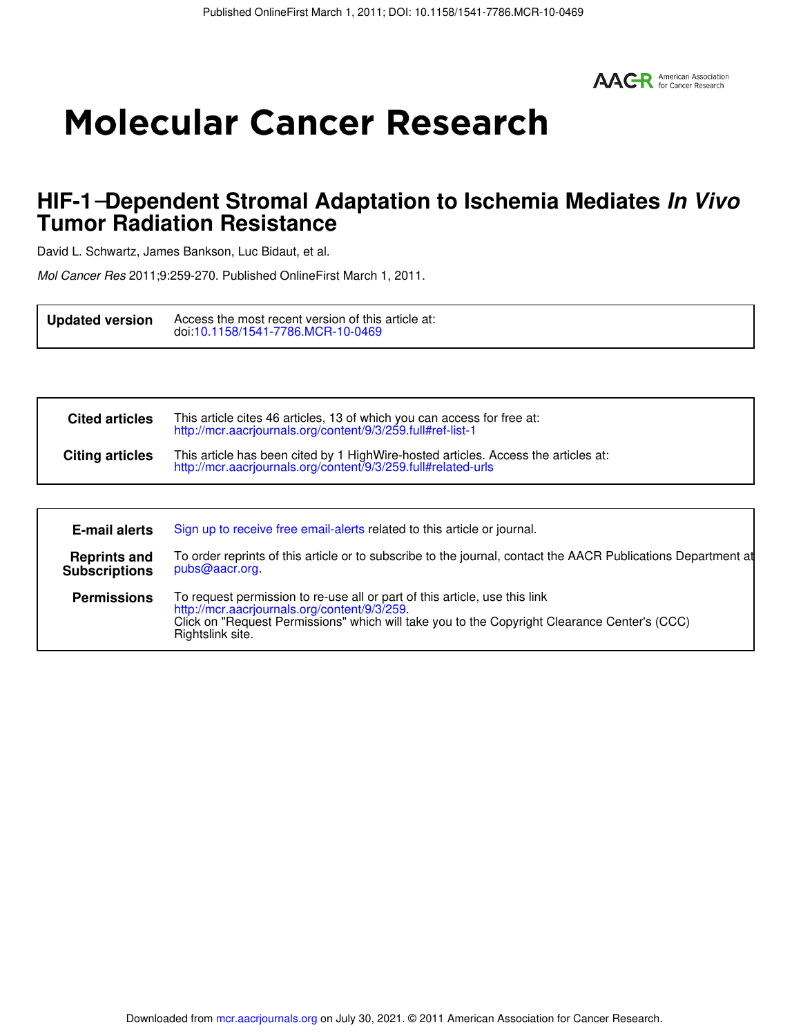# Molecular Cancer Research

## HIF-1–Dependent Stromal Adaptation to Ischemia Mediates *In Vivo* Tumor Radiation Resistance

David L. Schwartz, James Bankson, Luc Bidaut, et al.

*Mol Cancer Res* 2011;9:259-270. Published OnlineFirst March 1, 2011.

| | |
|---|---|
| **Updated version** | Access the most recent version of this article at: doi:10.1158/1541-7786.MCR-10-0469 |

| | |
|---|---|
| **Cited articles** | This article cites 46 articles, 13 of which you can access for free at: http://mcr.aacrjournals.org/content/9/3/259.full#ref-list-1 |
| **Citing articles** | This article has been cited by 1 HighWire-hosted articles. Access the articles at: http://mcr.aacrjournals.org/content/9/3/259.full#related-urls |

| | |
|---|---|
| **E-mail alerts** | Sign up to receive free email-alerts related to this article or journal. |
| **Reprints and Subscriptions** | To order reprints of this article or to subscribe to the journal, contact the AACR Publications Department at pubs@aacr.org. |
| **Permissions** | To request permission to re-use all or part of this article, use this link http://mcr.aacrjournals.org/content/9/3/259. Click on "Request Permissions" which will take you to the Copyright Clearance Center's (CCC) Rightslink site. |